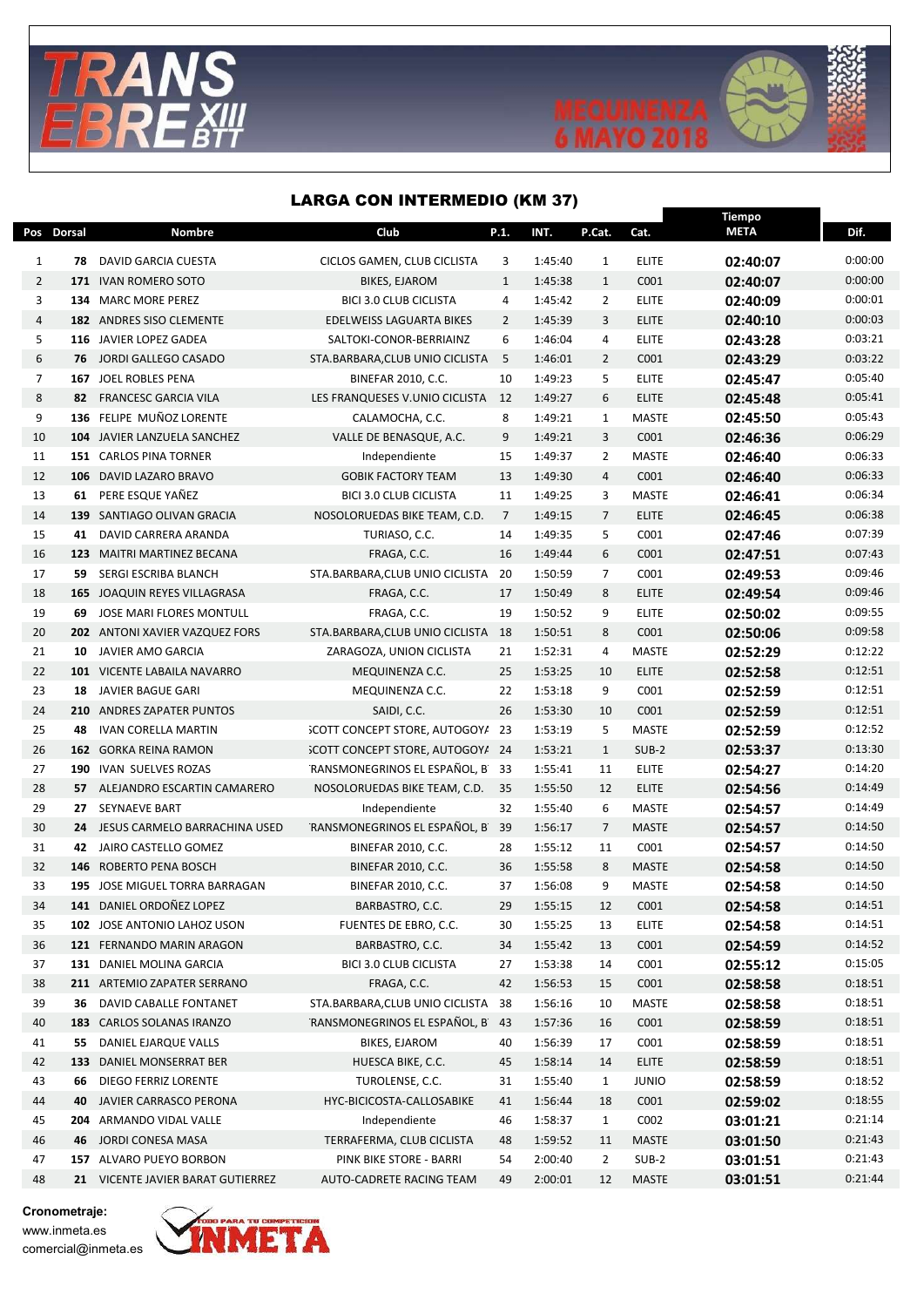TRANS EBRE XIII BTT

MEQUINENZA 6 MAYO 2018

## LARGA CON INTERMEDIO (KM 37)

| Pos | Dorsal | Nombre | Club | P.1. | INT. | P.Cat. | Cat. | Tiempo META | Dif. |
|---|---|---|---|---|---|---|---|---|---|
| 1 | **78** | DAVID GARCIA CUESTA | CICLOS GAMEN, CLUB CICLISTA | 3 | 1:45:40 | 1 | ELITE | **02:40:07** | 0:00:00 |
| 2 | **171** | IVAN ROMERO SOTO | BIKES, EJAROM | 1 | 1:45:38 | 1 | C001 | **02:40:07** | 0:00:00 |
| 3 | **134** | MARC MORE PEREZ | BICI 3.0 CLUB CICLISTA | 4 | 1:45:42 | 2 | ELITE | **02:40:09** | 0:00:01 |
| 4 | **182** | ANDRES SISO CLEMENTE | EDELWEISS LAGUARTA BIKES | 2 | 1:45:39 | 3 | ELITE | **02:40:10** | 0:00:03 |
| 5 | **116** | JAVIER LOPEZ GADEA | SALTOKI-CONOR-BERRIAINZ | 6 | 1:46:04 | 4 | ELITE | **02:43:28** | 0:03:21 |
| 6 | **76** | JORDI GALLEGO CASADO | STA.BARBARA,CLUB UNIO CICLISTA | 5 | 1:46:01 | 2 | C001 | **02:43:29** | 0:03:22 |
| 7 | **167** | JOEL ROBLES PENA | BINEFAR 2010, C.C. | 10 | 1:49:23 | 5 | ELITE | **02:45:47** | 0:05:40 |
| 8 | **82** | FRANCESC GARCIA VILA | LES FRANQUESES V.UNIO CICLISTA | 12 | 1:49:27 | 6 | ELITE | **02:45:48** | 0:05:41 |
| 9 | **136** | FELIPE MUÑOZ LORENTE | CALAMOCHA, C.C. | 8 | 1:49:21 | 1 | MASTE | **02:45:50** | 0:05:43 |
| 10 | **104** | JAVIER LANZUELA SANCHEZ | VALLE DE BENASQUE, A.C. | 9 | 1:49:21 | 3 | C001 | **02:46:36** | 0:06:29 |
| 11 | **151** | CARLOS PINA TORNER | Independiente | 15 | 1:49:37 | 2 | MASTE | **02:46:40** | 0:06:33 |
| 12 | **106** | DAVID LAZARO BRAVO | GOBIK FACTORY TEAM | 13 | 1:49:30 | 4 | C001 | **02:46:40** | 0:06:33 |
| 13 | **61** | PERE ESQUE YAÑEZ | BICI 3.0 CLUB CICLISTA | 11 | 1:49:25 | 3 | MASTE | **02:46:41** | 0:06:34 |
| 14 | **139** | SANTIAGO OLIVAN GRACIA | NOSOLORUEDAS BIKE TEAM, C.D. | 7 | 1:49:15 | 7 | ELITE | **02:46:45** | 0:06:38 |
| 15 | **41** | DAVID CARRERA ARANDA | TURIASO, C.C. | 14 | 1:49:35 | 5 | C001 | **02:47:46** | 0:07:39 |
| 16 | **123** | MAITRI MARTINEZ BECANA | FRAGA, C.C. | 16 | 1:49:44 | 6 | C001 | **02:47:51** | 0:07:43 |
| 17 | **59** | SERGI ESCRIBA BLANCH | STA.BARBARA,CLUB UNIO CICLISTA | 20 | 1:50:59 | 7 | C001 | **02:49:53** | 0:09:46 |
| 18 | **165** | JOAQUIN REYES VILLAGRASA | FRAGA, C.C. | 17 | 1:50:49 | 8 | ELITE | **02:49:54** | 0:09:46 |
| 19 | **69** | JOSE MARI FLORES MONTULL | FRAGA, C.C. | 19 | 1:50:52 | 9 | ELITE | **02:50:02** | 0:09:55 |
| 20 | **202** | ANTONI XAVIER VAZQUEZ FORS | STA.BARBARA,CLUB UNIO CICLISTA | 18 | 1:50:51 | 8 | C001 | **02:50:06** | 0:09:58 |
| 21 | **10** | JAVIER AMO GARCIA | ZARAGOZA, UNION CICLISTA | 21 | 1:52:31 | 4 | MASTE | **02:52:29** | 0:12:22 |
| 22 | **101** | VICENTE LABAILA NAVARRO | MEQUINENZA C.C. | 25 | 1:53:25 | 10 | ELITE | **02:52:58** | 0:12:51 |
| 23 | **18** | JAVIER BAGUE GARI | MEQUINENZA C.C. | 22 | 1:53:18 | 9 | C001 | **02:52:59** | 0:12:51 |
| 24 | **210** | ANDRES ZAPATER PUNTOS | SAIDI, C.C. | 26 | 1:53:30 | 10 | C001 | **02:52:59** | 0:12:51 |
| 25 | **48** | IVAN CORELLA MARTIN | SCOTT CONCEPT STORE, AUTOGOYA | 23 | 1:53:19 | 5 | MASTE | **02:52:59** | 0:12:52 |
| 26 | **162** | GORKA REINA RAMON | SCOTT CONCEPT STORE, AUTOGOYA | 24 | 1:53:21 | 1 | SUB-2 | **02:53:37** | 0:13:30 |
| 27 | **190** | IVAN SUELVES ROZAS | TRANSMONEGRINOS EL ESPAÑOL, B | 33 | 1:55:41 | 11 | ELITE | **02:54:27** | 0:14:20 |
| 28 | **57** | ALEJANDRO ESCARTIN CAMARERO | NOSOLORUEDAS BIKE TEAM, C.D. | 35 | 1:55:50 | 12 | ELITE | **02:54:56** | 0:14:49 |
| 29 | **27** | SEYNAEVE BART | Independiente | 32 | 1:55:40 | 6 | MASTE | **02:54:57** | 0:14:49 |
| 30 | **24** | JESUS CARMELO BARRACHINA USED | TRANSMONEGRINOS EL ESPAÑOL, B | 39 | 1:56:17 | 7 | MASTE | **02:54:57** | 0:14:50 |
| 31 | **42** | JAIRO CASTELLO GOMEZ | BINEFAR 2010, C.C. | 28 | 1:55:12 | 11 | C001 | **02:54:57** | 0:14:50 |
| 32 | **146** | ROBERTO PENA BOSCH | BINEFAR 2010, C.C. | 36 | 1:55:58 | 8 | MASTE | **02:54:58** | 0:14:50 |
| 33 | **195** | JOSE MIGUEL TORRA BARRAGAN | BINEFAR 2010, C.C. | 37 | 1:56:08 | 9 | MASTE | **02:54:58** | 0:14:50 |
| 34 | **141** | DANIEL ORDOÑEZ LOPEZ | BARBASTRO, C.C. | 29 | 1:55:15 | 12 | C001 | **02:54:58** | 0:14:51 |
| 35 | **102** | JOSE ANTONIO LAHOZ USON | FUENTES DE EBRO, C.C. | 30 | 1:55:25 | 13 | ELITE | **02:54:58** | 0:14:51 |
| 36 | **121** | FERNANDO MARIN ARAGON | BARBASTRO, C.C. | 34 | 1:55:42 | 13 | C001 | **02:54:59** | 0:14:52 |
| 37 | **131** | DANIEL MOLINA GARCIA | BICI 3.0 CLUB CICLISTA | 27 | 1:53:38 | 14 | C001 | **02:55:12** | 0:15:05 |
| 38 | **211** | ARTEMIO ZAPATER SERRANO | FRAGA, C.C. | 42 | 1:56:53 | 15 | C001 | **02:58:58** | 0:18:51 |
| 39 | **36** | DAVID CABALLE FONTANET | STA.BARBARA,CLUB UNIO CICLISTA | 38 | 1:56:16 | 10 | MASTE | **02:58:58** | 0:18:51 |
| 40 | **183** | CARLOS SOLANAS IRANZO | TRANSMONEGRINOS EL ESPAÑOL, B | 43 | 1:57:36 | 16 | C001 | **02:58:59** | 0:18:51 |
| 41 | **55** | DANIEL EJARQUE VALLS | BIKES, EJAROM | 40 | 1:56:39 | 17 | C001 | **02:58:59** | 0:18:51 |
| 42 | **133** | DANIEL MONSERRAT BER | HUESCA BIKE, C.C. | 45 | 1:58:14 | 14 | ELITE | **02:58:59** | 0:18:51 |
| 43 | **66** | DIEGO FERRIZ LORENTE | TUROLENSE, C.C. | 31 | 1:55:40 | 1 | JUNIO | **02:58:59** | 0:18:52 |
| 44 | **40** | JAVIER CARRASCO PERONA | HYC-BICICOSTA-CALLOSABIKE | 41 | 1:56:44 | 18 | C001 | **02:59:02** | 0:18:55 |
| 45 | **204** | ARMANDO VIDAL VALLE | Independiente | 46 | 1:58:37 | 1 | C002 | **03:01:21** | 0:21:14 |
| 46 | **46** | JORDI CONESA MASA | TERRAFERMA, CLUB CICLISTA | 48 | 1:59:52 | 11 | MASTE | **03:01:50** | 0:21:43 |
| 47 | **157** | ALVARO PUEYO BORBON | PINK BIKE STORE - BARRI | 54 | 2:00:40 | 2 | SUB-2 | **03:01:51** | 0:21:43 |
| 48 | **21** | VICENTE JAVIER BARAT GUTIERREZ | AUTO-CADRETE RACING TEAM | 49 | 2:00:01 | 12 | MASTE | **03:01:51** | 0:21:44 |

**Cronometraje:**
www.inmeta.es
comercial@inmeta.es

INMETA — TODO PARA TU COMPETICION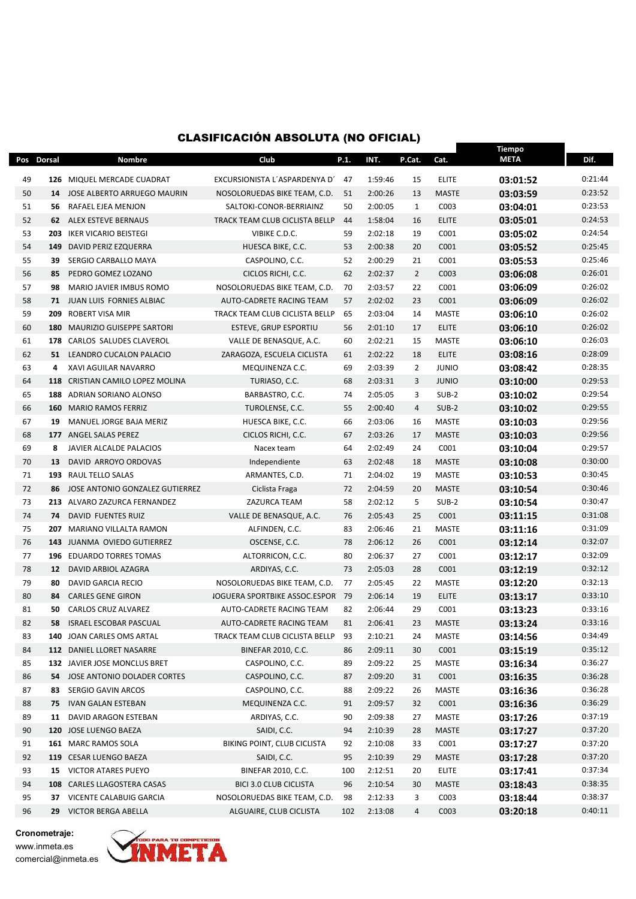## CLASIFICACIÓN ABSOLUTA (NO OFICIAL)

| Pos | Dorsal | Nombre | Club | P.1. | INT. | P.Cat. | Cat. | Tiempo META | Dif. |
|---|---|---|---|---|---|---|---|---|---|
| 49 | 126 | MIQUEL MERCADE CUADRAT | EXCURSIONISTA L´ASPARDENYA D´ | 47 | 1:59:46 | 15 | ELITE | 03:01:52 | 0:21:44 |
| 50 | 14 | JOSE ALBERTO ARRUEGO MAURIN | NOSOLORUEDAS BIKE TEAM, C.D. | 51 | 2:00:26 | 13 | MASTE | 03:03:59 | 0:23:52 |
| 51 | 56 | RAFAEL EJEA MENJON | SALTOKI-CONOR-BERRIAINZ | 50 | 2:00:05 | 1 | C003 | 03:04:01 | 0:23:53 |
| 52 | 62 | ALEX ESTEVE BERNAUS | TRACK TEAM CLUB CICLISTA BELLP | 44 | 1:58:04 | 16 | ELITE | 03:05:01 | 0:24:53 |
| 53 | 203 | IKER VICARIO BEISTEGI | VIBIKE C.D.C. | 59 | 2:02:18 | 19 | C001 | 03:05:02 | 0:24:54 |
| 54 | 149 | DAVID PERIZ EZQUERRA | HUESCA BIKE, C.C. | 53 | 2:00:38 | 20 | C001 | 03:05:52 | 0:25:45 |
| 55 | 39 | SERGIO CARBALLO MAYA | CASPOLINO, C.C. | 52 | 2:00:29 | 21 | C001 | 03:05:53 | 0:25:46 |
| 56 | 85 | PEDRO GOMEZ LOZANO | CICLOS RICHI, C.C. | 62 | 2:02:37 | 2 | C003 | 03:06:08 | 0:26:01 |
| 57 | 98 | MARIO JAVIER IMBUS ROMO | NOSOLORUEDAS BIKE TEAM, C.D. | 70 | 2:03:57 | 22 | C001 | 03:06:09 | 0:26:02 |
| 58 | 71 | JUAN LUIS FORNIES ALBIAC | AUTO-CADRETE RACING TEAM | 57 | 2:02:02 | 23 | C001 | 03:06:09 | 0:26:02 |
| 59 | 209 | ROBERT VISA MIR | TRACK TEAM CLUB CICLISTA BELLP | 65 | 2:03:04 | 14 | MASTE | 03:06:10 | 0:26:02 |
| 60 | 180 | MAURIZIO GUISEPPE SARTORI | ESTEVE, GRUP ESPORTIU | 56 | 2:01:10 | 17 | ELITE | 03:06:10 | 0:26:02 |
| 61 | 178 | CARLOS SALUDES CLAVEROL | VALLE DE BENASQUE, A.C. | 60 | 2:02:21 | 15 | MASTE | 03:06:10 | 0:26:03 |
| 62 | 51 | LEANDRO CUCALON PALACIO | ZARAGOZA, ESCUELA CICLISTA | 61 | 2:02:22 | 18 | ELITE | 03:08:16 | 0:28:09 |
| 63 | 4 | XAVI AGUILAR NAVARRO | MEQUINENZA C.C. | 69 | 2:03:39 | 2 | JUNIO | 03:08:42 | 0:28:35 |
| 64 | 118 | CRISTIAN CAMILO LOPEZ MOLINA | TURIASO, C.C. | 68 | 2:03:31 | 3 | JUNIO | 03:10:00 | 0:29:53 |
| 65 | 188 | ADRIAN SORIANO ALONSO | BARBASTRO, C.C. | 74 | 2:05:05 | 3 | SUB-2 | 03:10:02 | 0:29:54 |
| 66 | 160 | MARIO RAMOS FERRIZ | TUROLENSE, C.C. | 55 | 2:00:40 | 4 | SUB-2 | 03:10:02 | 0:29:55 |
| 67 | 19 | MANUEL JORGE BAJA MERIZ | HUESCA BIKE, C.C. | 66 | 2:03:06 | 16 | MASTE | 03:10:03 | 0:29:56 |
| 68 | 177 | ANGEL SALAS PEREZ | CICLOS RICHI, C.C. | 67 | 2:03:26 | 17 | MASTE | 03:10:03 | 0:29:56 |
| 69 | 8 | JAVIER ALCALDE PALACIOS | Nacex team | 64 | 2:02:49 | 24 | C001 | 03:10:04 | 0:29:57 |
| 70 | 13 | DAVID ARROYO ORDOVAS | Independiente | 63 | 2:02:48 | 18 | MASTE | 03:10:08 | 0:30:00 |
| 71 | 193 | RAUL TELLO SALAS | ARMANTES, C.D. | 71 | 2:04:02 | 19 | MASTE | 03:10:53 | 0:30:45 |
| 72 | 86 | JOSE ANTONIO GONZALEZ GUTIERREZ | Ciclista Fraga | 72 | 2:04:59 | 20 | MASTE | 03:10:54 | 0:30:46 |
| 73 | 213 | ALVARO ZAZURCA FERNANDEZ | ZAZURCA TEAM | 58 | 2:02:12 | 5 | SUB-2 | 03:10:54 | 0:30:47 |
| 74 | 74 | DAVID FUENTES RUIZ | VALLE DE BENASQUE, A.C. | 76 | 2:05:43 | 25 | C001 | 03:11:15 | 0:31:08 |
| 75 | 207 | MARIANO VILLALTA RAMON | ALFINDEN, C.C. | 83 | 2:06:46 | 21 | MASTE | 03:11:16 | 0:31:09 |
| 76 | 143 | JUANMA OVIEDO GUTIERREZ | OSCENSE, C.C. | 78 | 2:06:12 | 26 | C001 | 03:12:14 | 0:32:07 |
| 77 | 196 | EDUARDO TORRES TOMAS | ALTORRICON, C.C. | 80 | 2:06:37 | 27 | C001 | 03:12:17 | 0:32:09 |
| 78 | 12 | DAVID ARBIOL AZAGRA | ARDIYAS, C.C. | 73 | 2:05:03 | 28 | C001 | 03:12:19 | 0:32:12 |
| 79 | 80 | DAVID GARCIA RECIO | NOSOLORUEDAS BIKE TEAM, C.D. | 77 | 2:05:45 | 22 | MASTE | 03:12:20 | 0:32:13 |
| 80 | 84 | CARLES GENE GIRON | IOGUERA SPORTBIKE ASSOC.ESPOR | 79 | 2:06:14 | 19 | ELITE | 03:13:17 | 0:33:10 |
| 81 | 50 | CARLOS CRUZ ALVAREZ | AUTO-CADRETE RACING TEAM | 82 | 2:06:44 | 29 | C001 | 03:13:23 | 0:33:16 |
| 82 | 58 | ISRAEL ESCOBAR PASCUAL | AUTO-CADRETE RACING TEAM | 81 | 2:06:41 | 23 | MASTE | 03:13:24 | 0:33:16 |
| 83 | 140 | JOAN CARLES OMS ARTAL | TRACK TEAM CLUB CICLISTA BELLP | 93 | 2:10:21 | 24 | MASTE | 03:14:56 | 0:34:49 |
| 84 | 112 | DANIEL LLORET NASARRE | BINEFAR 2010, C.C. | 86 | 2:09:11 | 30 | C001 | 03:15:19 | 0:35:12 |
| 85 | 132 | JAVIER JOSE MONCLUS BRET | CASPOLINO, C.C. | 89 | 2:09:22 | 25 | MASTE | 03:16:34 | 0:36:27 |
| 86 | 54 | JOSE ANTONIO DOLADER CORTES | CASPOLINO, C.C. | 87 | 2:09:20 | 31 | C001 | 03:16:35 | 0:36:28 |
| 87 | 83 | SERGIO GAVIN ARCOS | CASPOLINO, C.C. | 88 | 2:09:22 | 26 | MASTE | 03:16:36 | 0:36:28 |
| 88 | 75 | IVAN GALAN ESTEBAN | MEQUINENZA C.C. | 91 | 2:09:57 | 32 | C001 | 03:16:36 | 0:36:29 |
| 89 | 11 | DAVID ARAGON ESTEBAN | ARDIYAS, C.C. | 90 | 2:09:38 | 27 | MASTE | 03:17:26 | 0:37:19 |
| 90 | 120 | JOSE LUENGO BAEZA | SAIDI, C.C. | 94 | 2:10:39 | 28 | MASTE | 03:17:27 | 0:37:20 |
| 91 | 161 | MARC RAMOS SOLA | BIKING POINT, CLUB CICLISTA | 92 | 2:10:08 | 33 | C001 | 03:17:27 | 0:37:20 |
| 92 | 119 | CESAR LUENGO BAEZA | SAIDI, C.C. | 95 | 2:10:39 | 29 | MASTE | 03:17:28 | 0:37:20 |
| 93 | 15 | VICTOR ATARES PUEYO | BINEFAR 2010, C.C. | 100 | 2:12:51 | 20 | ELITE | 03:17:41 | 0:37:34 |
| 94 | 108 | CARLES LLAGOSTERA CASAS | BICI 3.0 CLUB CICLISTA | 96 | 2:10:54 | 30 | MASTE | 03:18:43 | 0:38:35 |
| 95 | 37 | VICENTE CALABUIG GARCIA | NOSOLORUEDAS BIKE TEAM, C.D. | 98 | 2:12:33 | 3 | C003 | 03:18:44 | 0:38:37 |
| 96 | 29 | VICTOR BERGA ABELLA | ALGUAIRE, CLUB CICLISTA | 102 | 2:13:08 | 4 | C003 | 03:20:18 | 0:40:11 |

**Cronometraje:**
www.inmeta.es
comercial@inmeta.es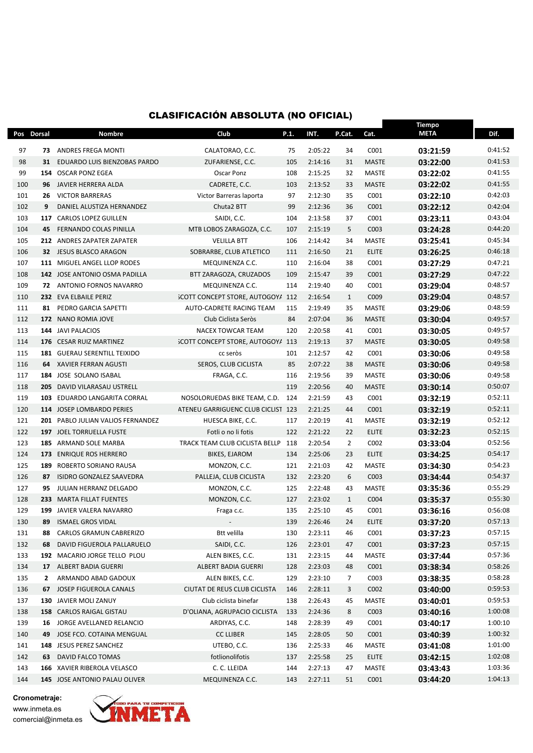## CLASIFICACIÓN ABSOLUTA (NO OFICIAL)

| Pos | Dorsal | Nombre | Club | P.1. | INT. | P.Cat. | Cat. | Tiempo META | Dif. |
|---|---|---|---|---|---|---|---|---|---|
| 97 | 73 | ANDRES FREGA MONTI | CALATORAO, C.C. | 75 | 2:05:22 | 34 | C001 | 03:21:59 | 0:41:52 |
| 98 | 31 | EDUARDO LUIS BIENZOBAS PARDO | ZUFARIENSE, C.C. | 105 | 2:14:16 | 31 | MASTE | 03:22:00 | 0:41:53 |
| 99 | 154 | OSCAR PONZ EGEA | Oscar Ponz | 108 | 2:15:25 | 32 | MASTE | 03:22:02 | 0:41:55 |
| 100 | 96 | JAVIER HERRERA ALDA | CADRETE, C.C. | 103 | 2:13:52 | 33 | MASTE | 03:22:02 | 0:41:55 |
| 101 | 26 | VICTOR BARRERAS | Victor Barreras laporta | 97 | 2:12:30 | 35 | C001 | 03:22:10 | 0:42:03 |
| 102 | 9 | DANIEL ALUSTIZA HERNANDEZ | Chuta2 BTT | 99 | 2:12:36 | 36 | C001 | 03:22:12 | 0:42:04 |
| 103 | 117 | CARLOS LOPEZ GUILLEN | SAIDI, C.C. | 104 | 2:13:58 | 37 | C001 | 03:23:11 | 0:43:04 |
| 104 | 45 | FERNANDO COLAS PINILLA | MTB LOBOS ZARAGOZA, C.C. | 107 | 2:15:19 | 5 | C003 | 03:24:28 | 0:44:20 |
| 105 | 212 | ANDRES ZAPATER ZAPATER | VELILLA BTT | 106 | 2:14:42 | 34 | MASTE | 03:25:41 | 0:45:34 |
| 106 | 32 | JESUS BLASCO ARAGON | SOBRARBE, CLUB ATLETICO | 111 | 2:16:50 | 21 | ELITE | 03:26:25 | 0:46:18 |
| 107 | 111 | MIGUEL ANGEL LLOP RODES | MEQUINENZA C.C. | 110 | 2:16:04 | 38 | C001 | 03:27:29 | 0:47:21 |
| 108 | 142 | JOSE ANTONIO OSMA PADILLA | BTT ZARAGOZA, CRUZADOS | 109 | 2:15:47 | 39 | C001 | 03:27:29 | 0:47:22 |
| 109 | 72 | ANTONIO FORNOS NAVARRO | MEQUINENZA C.C. | 114 | 2:19:40 | 40 | C001 | 03:29:04 | 0:48:57 |
| 110 | 232 | EVA ELBAILE PERIZ | SCOTT CONCEPT STORE, AUTOGOYA | 112 | 2:16:54 | 1 | C009 | 03:29:04 | 0:48:57 |
| 111 | 81 | PEDRO GARCIA SAPETTI | AUTO-CADRETE RACING TEAM | 115 | 2:19:49 | 35 | MASTE | 03:29:06 | 0:48:59 |
| 112 | 172 | NANO ROMIA JOVE | Club Ciclista Seròs | 84 | 2:07:04 | 36 | MASTE | 03:30:04 | 0:49:57 |
| 113 | 144 | JAVI PALACIOS | NACEX TOWCAR TEAM | 120 | 2:20:58 | 41 | C001 | 03:30:05 | 0:49:57 |
| 114 | 176 | CESAR RUIZ MARTINEZ | SCOTT CONCEPT STORE, AUTOGOYA | 113 | 2:19:13 | 37 | MASTE | 03:30:05 | 0:49:58 |
| 115 | 181 | GUERAU SERENTILL TEIXIDO | cc seròs | 101 | 2:12:57 | 42 | C001 | 03:30:06 | 0:49:58 |
| 116 | 64 | XAVIER FERRAN AGUSTI | SEROS, CLUB CICLISTA | 85 | 2:07:22 | 38 | MASTE | 03:30:06 | 0:49:58 |
| 117 | 184 | JOSE SOLANO ISABAL | FRAGA, C.C. | 116 | 2:19:56 | 39 | MASTE | 03:30:06 | 0:49:58 |
| 118 | 205 | DAVID VILARASAU USTRELL | | 119 | 2:20:56 | 40 | MASTE | 03:30:14 | 0:50:07 |
| 119 | 103 | EDUARDO LANGARITA CORRAL | NOSOLORUEDAS BIKE TEAM, C.D. | 124 | 2:21:59 | 43 | C001 | 03:32:19 | 0:52:11 |
| 120 | 114 | JOSEP LOMBARDO PERIES | ATENEU GARRIGUENC CLUB CICLIST | 123 | 2:21:25 | 44 | C001 | 03:32:19 | 0:52:11 |
| 121 | 201 | PABLO JULIAN VALIOS FERNANDEZ | HUESCA BIKE, C.C. | 117 | 2:20:19 | 41 | MASTE | 03:32:19 | 0:52:12 |
| 122 | 197 | JOEL TORRUELLA FUSTE | Fotli o no li fotis | 122 | 2:21:22 | 22 | ELITE | 03:32:23 | 0:52:15 |
| 123 | 185 | ARMAND SOLE MARBA | TRACK TEAM CLUB CICLISTA BELLP | 118 | 2:20:54 | 2 | C002 | 03:33:04 | 0:52:56 |
| 124 | 173 | ENRIQUE ROS HERRERO | BIKES, EJAROM | 134 | 2:25:06 | 23 | ELITE | 03:34:25 | 0:54:17 |
| 125 | 189 | ROBERTO SORIANO RAUSA | MONZON, C.C. | 121 | 2:21:03 | 42 | MASTE | 03:34:30 | 0:54:23 |
| 126 | 87 | ISIDRO GONZALEZ SAAVEDRA | PALLEJA, CLUB CICLISTA | 132 | 2:23:20 | 6 | C003 | 03:34:44 | 0:54:37 |
| 127 | 95 | JULIAN HERRANZ DELGADO | MONZON, C.C. | 125 | 2:22:48 | 43 | MASTE | 03:35:36 | 0:55:29 |
| 128 | 233 | MARTA FILLAT FUENTES | MONZON, C.C. | 127 | 2:23:02 | 1 | C004 | 03:35:37 | 0:55:30 |
| 129 | 199 | JAVIER VALERA NAVARRO | Fraga c.c. | 135 | 2:25:10 | 45 | C001 | 03:36:16 | 0:56:08 |
| 130 | 89 | ISMAEL GROS VIDAL | - | 139 | 2:26:46 | 24 | ELITE | 03:37:20 | 0:57:13 |
| 131 | 88 | CARLOS GRAMUN CABRERIZO | Btt velilla | 130 | 2:23:11 | 46 | C001 | 03:37:23 | 0:57:15 |
| 132 | 68 | DAVID FIGUEROLA PALLARUELO | SAIDI, C.C. | 126 | 2:23:01 | 47 | C001 | 03:37:23 | 0:57:15 |
| 133 | 192 | MACARIO JORGE TELLO PLOU | ALEN BIKES, C.C. | 131 | 2:23:15 | 44 | MASTE | 03:37:44 | 0:57:36 |
| 134 | 17 | ALBERT BADIA GUERRI | ALBERT BADIA GUERRI | 128 | 2:23:03 | 48 | C001 | 03:38:34 | 0:58:26 |
| 135 | 2 | ARMANDO ABAD GADOUX | ALEN BIKES, C.C. | 129 | 2:23:10 | 7 | C003 | 03:38:35 | 0:58:28 |
| 136 | 67 | JOSEP FIGUEROLA CANALS | CIUTAT DE REUS CLUB CICLISTA | 146 | 2:28:11 | 3 | C002 | 03:40:00 | 0:59:53 |
| 137 | 130 | JAVIER MOLI ZANUY | Club ciclista binefar | 138 | 2:26:43 | 45 | MASTE | 03:40:01 | 0:59:53 |
| 138 | 158 | CARLOS RAIGAL GISTAU | D'OLIANA, AGRUPACIO CICLISTA | 133 | 2:24:36 | 8 | C003 | 03:40:16 | 1:00:08 |
| 139 | 16 | JORGE AVELLANED RELANCIO | ARDIYAS, C.C. | 148 | 2:28:39 | 49 | C001 | 03:40:17 | 1:00:10 |
| 140 | 49 | JOSE FCO. COTAINA MENGUAL | CC LLIBER | 145 | 2:28:05 | 50 | C001 | 03:40:39 | 1:00:32 |
| 141 | 148 | JESUS PEREZ SANCHEZ | UTEBO, C.C. | 136 | 2:25:33 | 46 | MASTE | 03:41:08 | 1:01:00 |
| 142 | 63 | DAVID FALCO TOMAS | fotlionolifotis | 137 | 2:25:58 | 25 | ELITE | 03:42:15 | 1:02:08 |
| 143 | 166 | XAVIER RIBEROLA VELASCO | C. C. LLEIDA | 144 | 2:27:13 | 47 | MASTE | 03:43:43 | 1:03:36 |
| 144 | 145 | JOSE ANTONIO PALAU OLIVER | MEQUINENZA C.C. | 143 | 2:27:11 | 51 | C001 | 03:44:20 | 1:04:13 |

**Cronometraje:**
www.inmeta.es
comercial@inmeta.es

INMETA — TODO PARA TU COMPETICION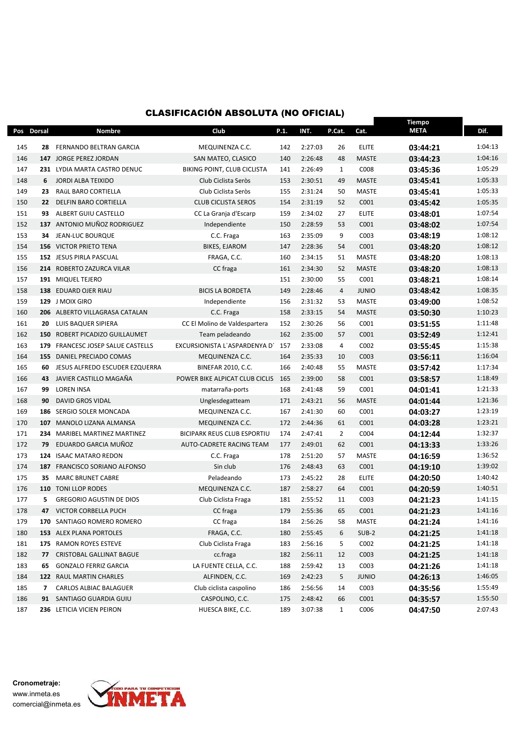## CLASIFICACIÓN ABSOLUTA (NO OFICIAL)

| Pos | Dorsal | Nombre | Club | P.1. | INT. | P.Cat. | Cat. | Tiempo META | Dif. |
|---|---|---|---|---|---|---|---|---|---|
| 145 | **28** | FERNANDO BELTRAN GARCIA | MEQUINENZA C.C. | 142 | 2:27:03 | 26 | ELITE | **03:44:21** | 1:04:13 |
| 146 | **147** | JORGE PEREZ JORDAN | SAN MATEO, CLASICO | 140 | 2:26:48 | 48 | MASTE | **03:44:23** | 1:04:16 |
| 147 | **231** | LYDIA MARTA CASTRO DENUC | BIKING POINT, CLUB CICLISTA | 141 | 2:26:49 | 1 | C008 | **03:45:36** | 1:05:29 |
| 148 | **6** | JORDI ALBA TEIXIDO | Club Ciclista Seròs | 153 | 2:30:51 | 49 | MASTE | **03:45:41** | 1:05:33 |
| 149 | **23** | RAüL BARO CORTIELLA | Club Ciclista Seròs | 155 | 2:31:24 | 50 | MASTE | **03:45:41** | 1:05:33 |
| 150 | **22** | DELFIN BARO CORTIELLA | CLUB CICLISTA SEROS | 154 | 2:31:19 | 52 | C001 | **03:45:42** | 1:05:35 |
| 151 | **93** | ALBERT GUIU CASTELLO | CC La Granja d'Escarp | 159 | 2:34:02 | 27 | ELITE | **03:48:01** | 1:07:54 |
| 152 | **137** | ANTONIO MUÑOZ RODRIGUEZ | Independiente | 150 | 2:28:59 | 53 | C001 | **03:48:02** | 1:07:54 |
| 153 | **34** | JEAN-LUC BOURQUE | C.C. Fraga | 163 | 2:35:09 | 9 | C003 | **03:48:19** | 1:08:12 |
| 154 | **156** | VICTOR PRIETO TENA | BIKES, EJAROM | 147 | 2:28:36 | 54 | C001 | **03:48:20** | 1:08:12 |
| 155 | **152** | JESUS PIRLA PASCUAL | FRAGA, C.C. | 160 | 2:34:15 | 51 | MASTE | **03:48:20** | 1:08:13 |
| 156 | **214** | ROBERTO ZAZURCA VILAR | CC fraga | 161 | 2:34:30 | 52 | MASTE | **03:48:20** | 1:08:13 |
| 157 | **191** | MIQUEL TEJERO | | 151 | 2:30:00 | 55 | C001 | **03:48:21** | 1:08:14 |
| 158 | **138** | EDUARD OJER RIAU | BICIS LA BORDETA | 149 | 2:28:46 | 4 | JUNIO | **03:48:42** | 1:08:35 |
| 159 | **129** | J MOIX GIRO | Independiente | 156 | 2:31:32 | 53 | MASTE | **03:49:00** | 1:08:52 |
| 160 | **206** | ALBERTO VILLAGRASA CATALAN | C.C. Fraga | 158 | 2:33:15 | 54 | MASTE | **03:50:30** | 1:10:23 |
| 161 | **20** | LUIS BAQUER SIPIERA | CC El Molino de Valdespartera | 152 | 2:30:26 | 56 | C001 | **03:51:55** | 1:11:48 |
| 162 | **150** | ROBERT PICADIZO GUILLAUMET | Team peladeando | 162 | 2:35:00 | 57 | C001 | **03:52:49** | 1:12:41 |
| 163 | **179** | FRANCESC JOSEP SALUE CASTELLS | EXCURSIONISTA L´ASPARDENYA D´ | 157 | 2:33:08 | 4 | C002 | **03:55:45** | 1:15:38 |
| 164 | **155** | DANIEL PRECIADO COMAS | MEQUINENZA C.C. | 164 | 2:35:33 | 10 | C003 | **03:56:11** | 1:16:04 |
| 165 | **60** | JESUS ALFREDO ESCUDER EZQUERRA | BINEFAR 2010, C.C. | 166 | 2:40:48 | 55 | MASTE | **03:57:42** | 1:17:34 |
| 166 | **43** | JAVIER CASTILLO MAGAÑA | POWER BIKE ALPICAT CLUB CICLIS | 165 | 2:39:00 | 58 | C001 | **03:58:57** | 1:18:49 |
| 167 | **99** | LOREN INSA | matarraña-ports | 168 | 2:41:48 | 59 | C001 | **04:01:41** | 1:21:33 |
| 168 | **90** | DAVID GROS VIDAL | Unglesdegatteam | 171 | 2:43:21 | 56 | MASTE | **04:01:44** | 1:21:36 |
| 169 | **186** | SERGIO SOLER MONCADA | MEQUINENZA C.C. | 167 | 2:41:30 | 60 | C001 | **04:03:27** | 1:23:19 |
| 170 | **107** | MANOLO LIZANA ALMANSA | MEQUINENZA C.C. | 172 | 2:44:36 | 61 | C001 | **04:03:28** | 1:23:21 |
| 171 | **234** | MARIBEL MARTINEZ MARTINEZ | BICIPARK REUS CLUB ESPORTIU | 174 | 2:47:41 | 2 | C004 | **04:12:44** | 1:32:37 |
| 172 | **79** | EDUARDO GARCIA MUÑOZ | AUTO-CADRETE RACING TEAM | 177 | 2:49:01 | 62 | C001 | **04:13:33** | 1:33:26 |
| 173 | **124** | ISAAC MATARO REDON | C.C. Fraga | 178 | 2:51:20 | 57 | MASTE | **04:16:59** | 1:36:52 |
| 174 | **187** | FRANCISCO SORIANO ALFONSO | Sin club | 176 | 2:48:43 | 63 | C001 | **04:19:10** | 1:39:02 |
| 175 | **35** | MARC BRUNET CABRE | Peladeando | 173 | 2:45:22 | 28 | ELITE | **04:20:50** | 1:40:42 |
| 176 | **110** | TONI LLOP RODES | MEQUINENZA C.C. | 187 | 2:58:27 | 64 | C001 | **04:20:59** | 1:40:51 |
| 177 | **5** | GREGORIO AGUSTIN DE DIOS | Club Ciclista Fraga | 181 | 2:55:52 | 11 | C003 | **04:21:23** | 1:41:15 |
| 178 | **47** | VICTOR CORBELLA PUCH | CC fraga | 179 | 2:55:36 | 65 | C001 | **04:21:23** | 1:41:16 |
| 179 | **170** | SANTIAGO ROMERO ROMERO | CC fraga | 184 | 2:56:26 | 58 | MASTE | **04:21:24** | 1:41:16 |
| 180 | **153** | ALEX PLANA PORTOLES | FRAGA, C.C. | 180 | 2:55:45 | 6 | SUB-2 | **04:21:25** | 1:41:18 |
| 181 | **175** | RAMON ROYES ESTEVE | Club Ciclista Fraga | 183 | 2:56:16 | 5 | C002 | **04:21:25** | 1:41:18 |
| 182 | **77** | CRISTOBAL GALLINAT BAGUE | cc.fraga | 182 | 2:56:11 | 12 | C003 | **04:21:25** | 1:41:18 |
| 183 | **65** | GONZALO FERRIZ GARCIA | LA FUENTE CELLA, C.C. | 188 | 2:59:42 | 13 | C003 | **04:21:26** | 1:41:18 |
| 184 | **122** | RAUL MARTIN CHARLES | ALFINDEN, C.C. | 169 | 2:42:23 | 5 | JUNIO | **04:26:13** | 1:46:05 |
| 185 | **7** | CARLOS ALBIAC BALAGUER | Club ciclista caspolino | 186 | 2:56:56 | 14 | C003 | **04:35:56** | 1:55:49 |
| 186 | **91** | SANTIAGO GUARDIA GUIU | CASPOLINO, C.C. | 175 | 2:48:42 | 66 | C001 | **04:35:57** | 1:55:50 |
| 187 | **236** | LETICIA VICIEN PEIRON | HUESCA BIKE, C.C. | 189 | 3:07:38 | 1 | C006 | **04:47:50** | 2:07:43 |

**Cronometraje:**
www.inmeta.es
comercial@inmeta.es

TODO PARA TU COMPETICION
INMETA